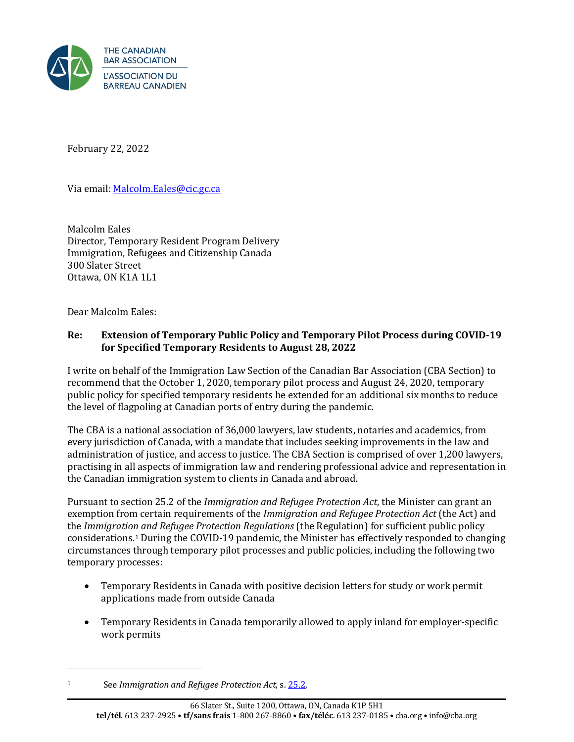THE CANADIAN BAR ASSOCIATION
L'ASSOCIATION DU BARREAU CANADIEN

February 22, 2022

Via email: Malcolm.Eales@cic.gc.ca

Malcolm Eales
Director, Temporary Resident Program Delivery
Immigration, Refugees and Citizenship Canada
300 Slater Street
Ottawa, ON K1A 1L1

Dear Malcolm Eales:

**Re: Extension of Temporary Public Policy and Temporary Pilot Process during COVID-19 for Specified Temporary Residents to August 28, 2022**

I write on behalf of the Immigration Law Section of the Canadian Bar Association (CBA Section) to recommend that the October 1, 2020, temporary pilot process and August 24, 2020, temporary public policy for specified temporary residents be extended for an additional six months to reduce the level of flagpoling at Canadian ports of entry during the pandemic.

The CBA is a national association of 36,000 lawyers, law students, notaries and academics, from every jurisdiction of Canada, with a mandate that includes seeking improvements in the law and administration of justice, and access to justice. The CBA Section is comprised of over 1,200 lawyers, practising in all aspects of immigration law and rendering professional advice and representation in the Canadian immigration system to clients in Canada and abroad.

Pursuant to section 25.2 of the *Immigration and Refugee Protection Act*, the Minister can grant an exemption from certain requirements of the *Immigration and Refugee Protection Act* (the Act) and the *Immigration and Refugee Protection Regulations* (the Regulation) for sufficient public policy considerations.[1] During the COVID-19 pandemic, the Minister has effectively responded to changing circumstances through temporary pilot processes and public policies, including the following two temporary processes:

- Temporary Residents in Canada with positive decision letters for study or work permit applications made from outside Canada
- Temporary Residents in Canada temporarily allowed to apply inland for employer-specific work permits

[1] See *Immigration and Refugee Protection Act*, s. 25.2.

66 Slater St., Suite 1200, Ottawa, ON, Canada K1P 5H1
**tel/tél**. 613 237-2925 • **tf/sans frais** 1-800 267-8860 • **fax/téléc**. 613 237-0185 • cba.org • info@cba.org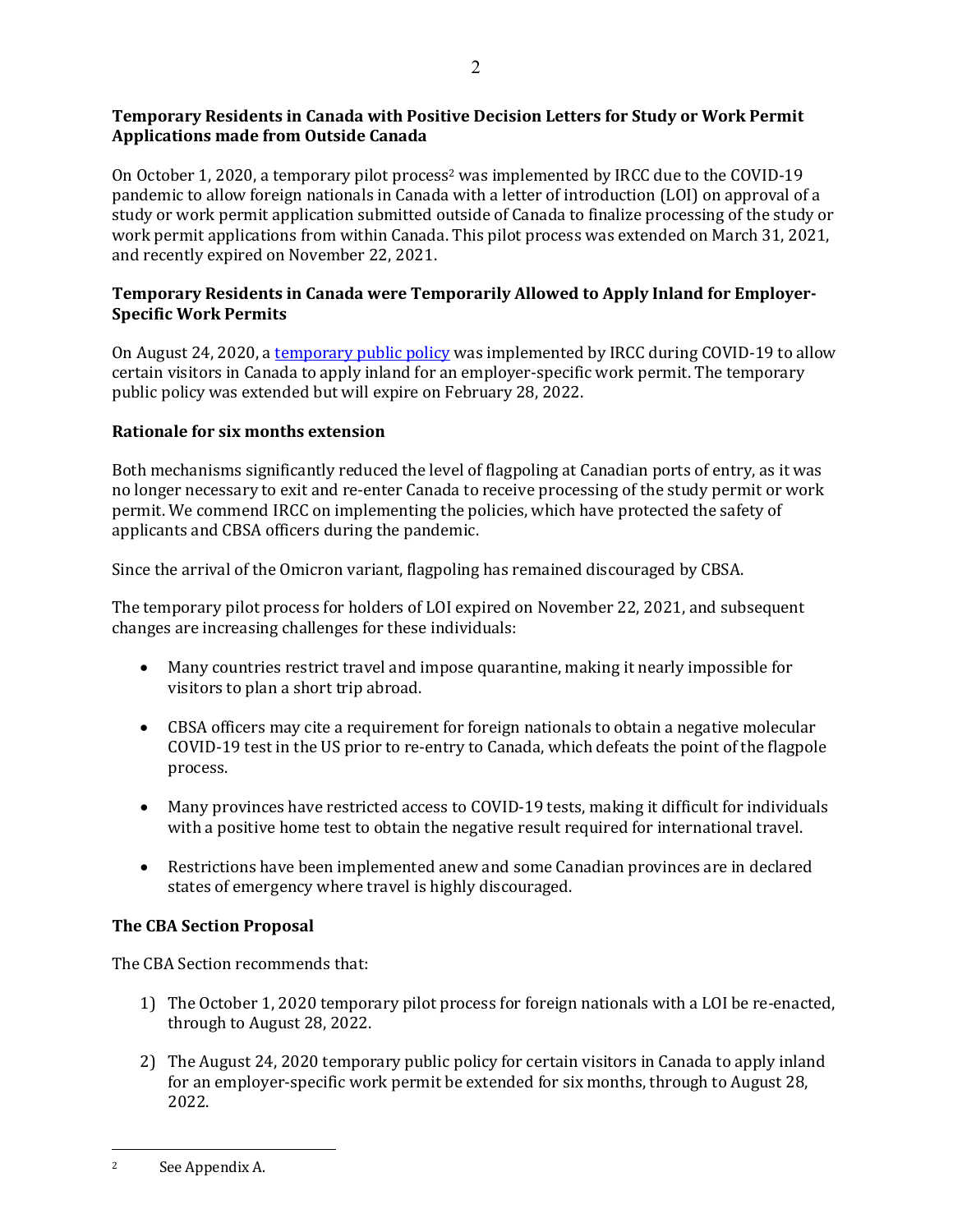**Temporary Residents in Canada with Positive Decision Letters for Study or Work Permit Applications made from Outside Canada**

On October 1, 2020, a temporary pilot process[2] was implemented by IRCC due to the COVID-19 pandemic to allow foreign nationals in Canada with a letter of introduction (LOI) on approval of a study or work permit application submitted outside of Canada to finalize processing of the study or work permit applications from within Canada. This pilot process was extended on March 31, 2021, and recently expired on November 22, 2021.

**Temporary Residents in Canada were Temporarily Allowed to Apply Inland for Employer-Specific Work Permits**

On August 24, 2020, a [temporary public policy]() was implemented by IRCC during COVID-19 to allow certain visitors in Canada to apply inland for an employer-specific work permit. The temporary public policy was extended but will expire on February 28, 2022.

**Rationale for six months extension**

Both mechanisms significantly reduced the level of flagpoling at Canadian ports of entry, as it was no longer necessary to exit and re-enter Canada to receive processing of the study permit or work permit. We commend IRCC on implementing the policies, which have protected the safety of applicants and CBSA officers during the pandemic.

Since the arrival of the Omicron variant, flagpoling has remained discouraged by CBSA.

The temporary pilot process for holders of LOI expired on November 22, 2021, and subsequent changes are increasing challenges for these individuals:

- Many countries restrict travel and impose quarantine, making it nearly impossible for visitors to plan a short trip abroad.
- CBSA officers may cite a requirement for foreign nationals to obtain a negative molecular COVID-19 test in the US prior to re-entry to Canada, which defeats the point of the flagpole process.
- Many provinces have restricted access to COVID-19 tests, making it difficult for individuals with a positive home test to obtain the negative result required for international travel.
- Restrictions have been implemented anew and some Canadian provinces are in declared states of emergency where travel is highly discouraged.

**The CBA Section Proposal**

The CBA Section recommends that:

1) The October 1, 2020 temporary pilot process for foreign nationals with a LOI be re-enacted, through to August 28, 2022.
2) The August 24, 2020 temporary public policy for certain visitors in Canada to apply inland for an employer-specific work permit be extended for six months, through to August 28, 2022.

[2] See Appendix A.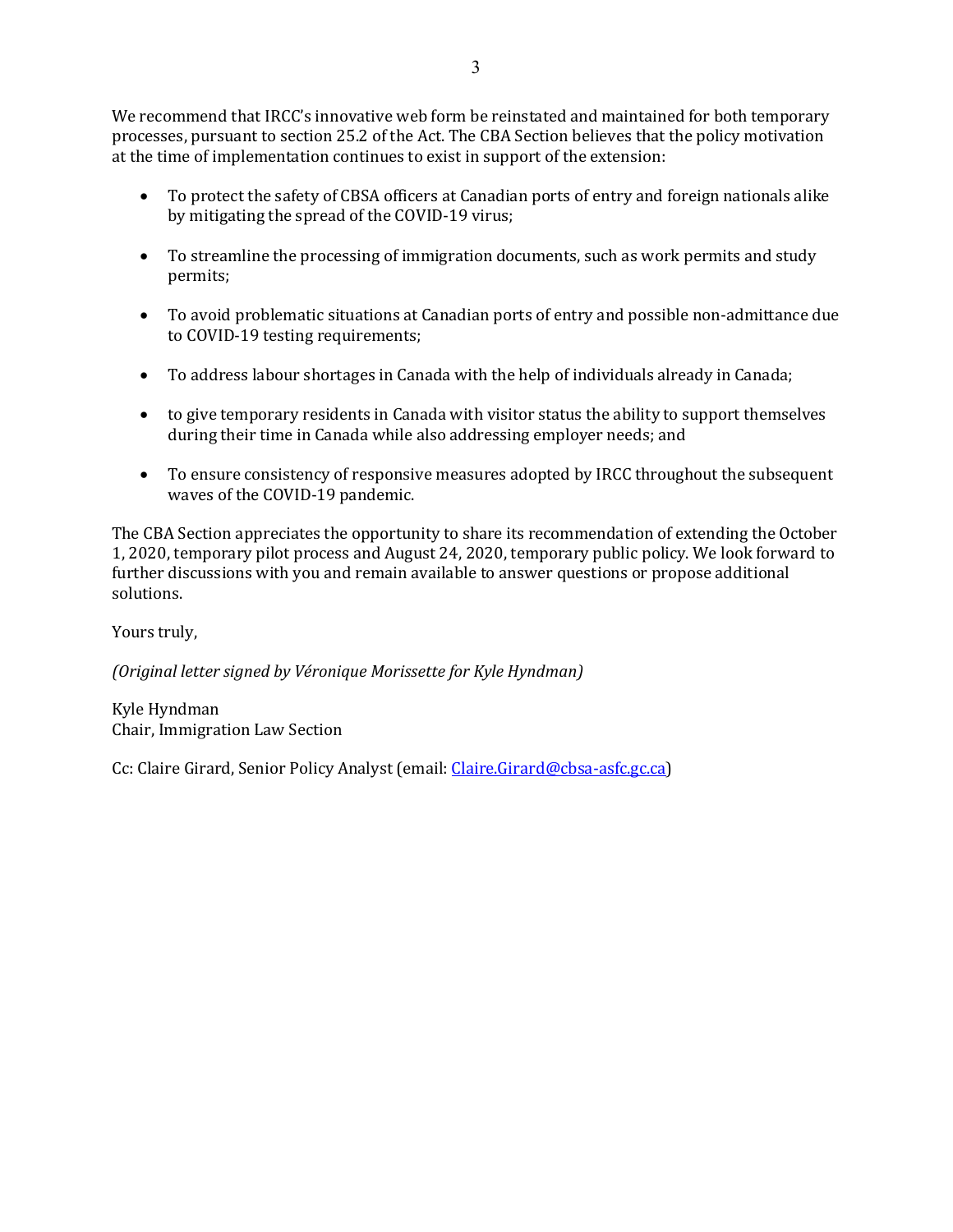We recommend that IRCC's innovative web form be reinstated and maintained for both temporary processes, pursuant to section 25.2 of the Act. The CBA Section believes that the policy motivation at the time of implementation continues to exist in support of the extension:

- To protect the safety of CBSA officers at Canadian ports of entry and foreign nationals alike by mitigating the spread of the COVID-19 virus;
- To streamline the processing of immigration documents, such as work permits and study permits;
- To avoid problematic situations at Canadian ports of entry and possible non-admittance due to COVID-19 testing requirements;
- To address labour shortages in Canada with the help of individuals already in Canada;
- to give temporary residents in Canada with visitor status the ability to support themselves during their time in Canada while also addressing employer needs; and
- To ensure consistency of responsive measures adopted by IRCC throughout the subsequent waves of the COVID-19 pandemic.

The CBA Section appreciates the opportunity to share its recommendation of extending the October 1, 2020, temporary pilot process and August 24, 2020, temporary public policy. We look forward to further discussions with you and remain available to answer questions or propose additional solutions.

Yours truly,

*(Original letter signed by Véronique Morissette for Kyle Hyndman)*

Kyle Hyndman
Chair, Immigration Law Section

Cc: Claire Girard, Senior Policy Analyst (email: Claire.Girard@cbsa-asfc.gc.ca)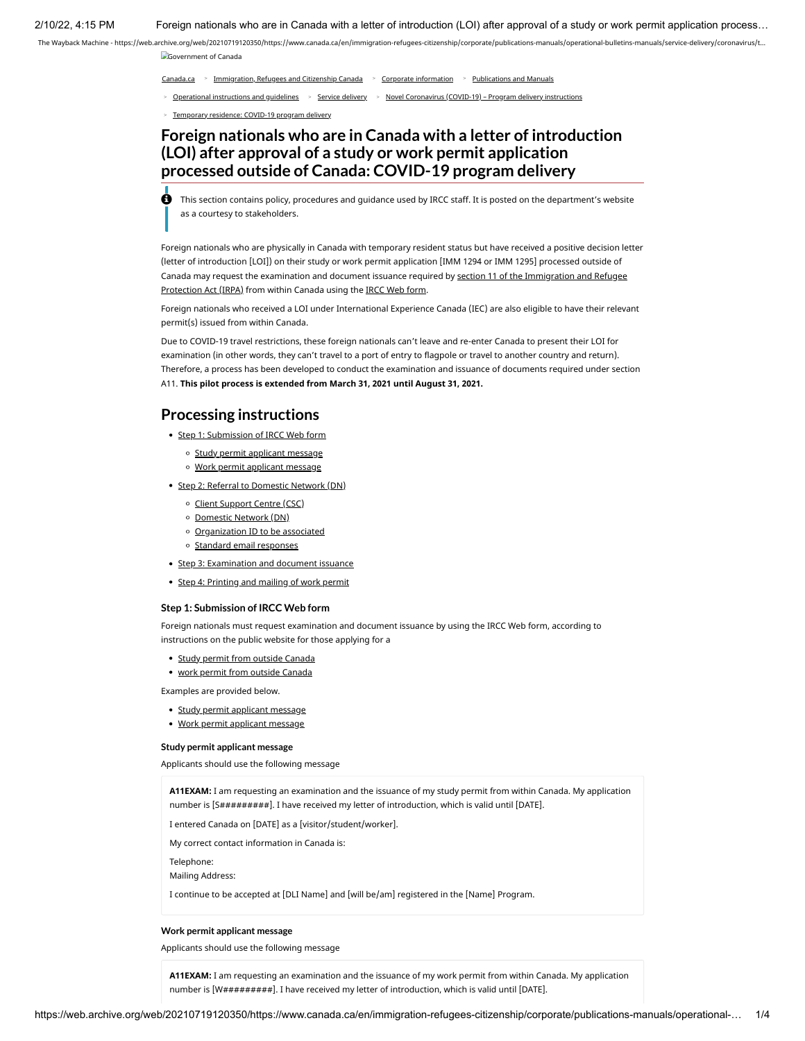Government of Canada

Canada.ca > Immigration, Refugees and Citizenship Canada > Corporate information > Publications and Manuals > Operational instructions and guidelines > Service delivery > Novel Coronavirus (COVID-19) – Program delivery instructions > Temporary residence: COVID-19 program delivery

# Foreign nationals who are in Canada with a letter of introduction (LOI) after approval of a study or work permit application processed outside of Canada: COVID-19 program delivery

This section contains policy, procedures and guidance used by IRCC staff. It is posted on the department's website as a courtesy to stakeholders.

Foreign nationals who are physically in Canada with temporary resident status but have received a positive decision letter (letter of introduction [LOI]) on their study or work permit application [IMM 1294 or IMM 1295] processed outside of Canada may request the examination and document issuance required by section 11 of the Immigration and Refugee Protection Act (IRPA) from within Canada using the IRCC Web form.

Foreign nationals who received a LOI under International Experience Canada (IEC) are also eligible to have their relevant permit(s) issued from within Canada.

Due to COVID-19 travel restrictions, these foreign nationals can't leave and re-enter Canada to present their LOI for examination (in other words, they can't travel to a port of entry to flagpole or travel to another country and return). Therefore, a process has been developed to conduct the examination and issuance of documents required under section A11. **This pilot process is extended from March 31, 2021 until August 31, 2021.**

## Processing instructions

- Step 1: Submission of IRCC Web form
  - Study permit applicant message
  - Work permit applicant message
- Step 2: Referral to Domestic Network (DN)
  - Client Support Centre (CSC)
  - Domestic Network (DN)
  - Organization ID to be associated
  - Standard email responses
- Step 3: Examination and document issuance
- Step 4: Printing and mailing of work permit

### Step 1: Submission of IRCC Web form

Foreign nationals must request examination and document issuance by using the IRCC Web form, according to instructions on the public website for those applying for a

- Study permit from outside Canada
- work permit from outside Canada

Examples are provided below.

- Study permit applicant message
- Work permit applicant message

#### Study permit applicant message

Applicants should use the following message

> **A11EXAM:** I am requesting an examination and the issuance of my study permit from within Canada. My application number is [S#########]. I have received my letter of introduction, which is valid until [DATE].
>
> I entered Canada on [DATE] as a [visitor/student/worker].
>
> My correct contact information in Canada is:
>
> Telephone:
> Mailing Address:
>
> I continue to be accepted at [DLI Name] and [will be/am] registered in the [Name] Program.

#### Work permit applicant message

Applicants should use the following message

> **A11EXAM:** I am requesting an examination and the issuance of my work permit from within Canada. My application number is [W#########]. I have received my letter of introduction, which is valid until [DATE].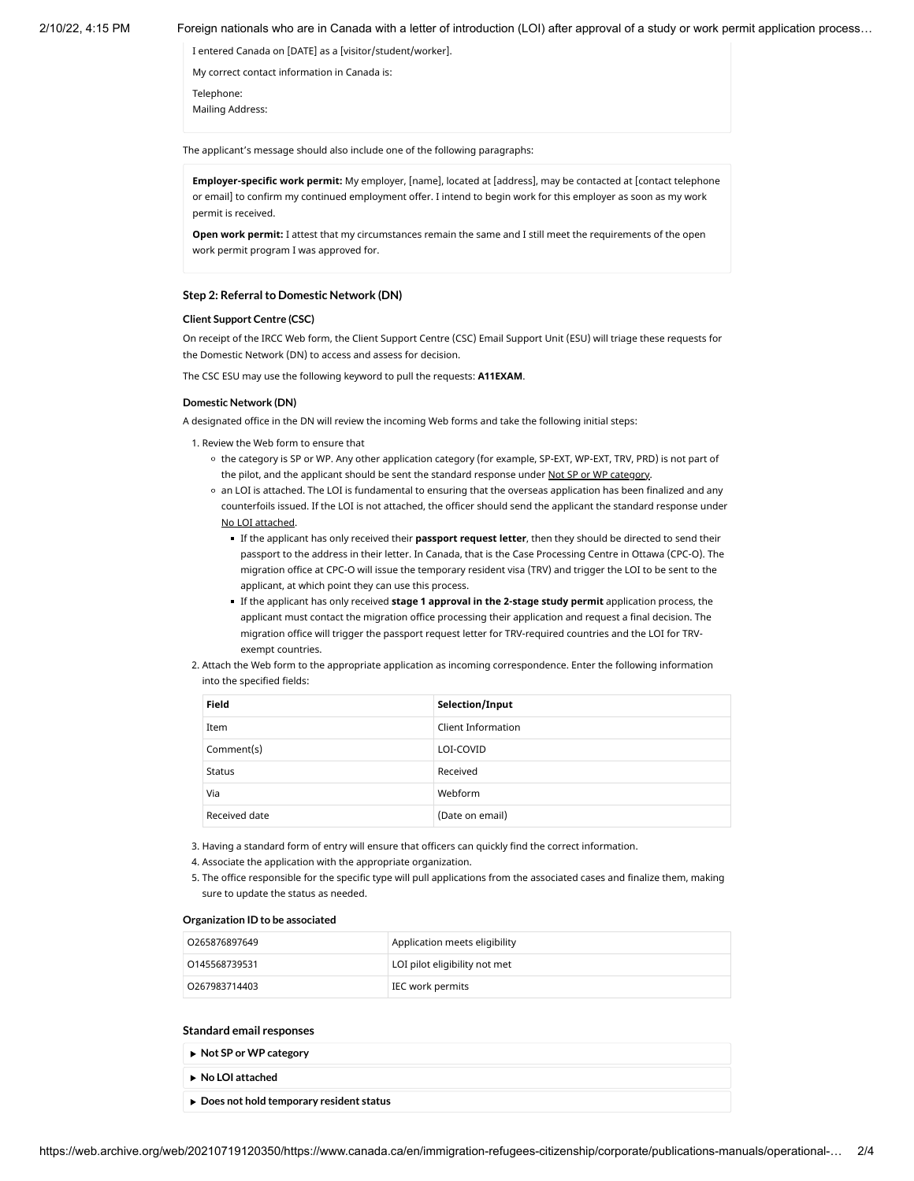I entered Canada on [DATE] as a [visitor/student/worker].

My correct contact information in Canada is:

Telephone:
Mailing Address:

The applicant's message should also include one of the following paragraphs:

**Employer-specific work permit:** My employer, [name], located at [address], may be contacted at [contact telephone or email] to confirm my continued employment offer. I intend to begin work for this employer as soon as my work permit is received.

**Open work permit:** I attest that my circumstances remain the same and I still meet the requirements of the open work permit program I was approved for.

### Step 2: Referral to Domestic Network (DN)

#### Client Support Centre (CSC)

On receipt of the IRCC Web form, the Client Support Centre (CSC) Email Support Unit (ESU) will triage these requests for the Domestic Network (DN) to access and assess for decision.

The CSC ESU may use the following keyword to pull the requests: **A11EXAM**.

#### Domestic Network (DN)

A designated office in the DN will review the incoming Web forms and take the following initial steps:

1. Review the Web form to ensure that
   - the category is SP or WP. Any other application category (for example, SP-EXT, WP-EXT, TRV, PRD) is not part of the pilot, and the applicant should be sent the standard response under Not SP or WP category.
   - an LOI is attached. The LOI is fundamental to ensuring that the overseas application has been finalized and any counterfoils issued. If the LOI is not attached, the officer should send the applicant the standard response under No LOI attached.
     - If the applicant has only received their **passport request letter**, then they should be directed to send their passport to the address in their letter. In Canada, that is the Case Processing Centre in Ottawa (CPC-O). The migration office at CPC-O will issue the temporary resident visa (TRV) and trigger the LOI to be sent to the applicant, at which point they can use this process.
     - If the applicant has only received **stage 1 approval in the 2-stage study permit** application process, the applicant must contact the migration office processing their application and request a final decision. The migration office will trigger the passport request letter for TRV-required countries and the LOI for TRV-exempt countries.
2. Attach the Web form to the appropriate application as incoming correspondence. Enter the following information into the specified fields:

| Field | Selection/Input |
|---|---|
| Item | Client Information |
| Comment(s) | LOI-COVID |
| Status | Received |
| Via | Webform |
| Received date | (Date on email) |

3. Having a standard form of entry will ensure that officers can quickly find the correct information.
4. Associate the application with the appropriate organization.
5. The office responsible for the specific type will pull applications from the associated cases and finalize them, making sure to update the status as needed.

#### Organization ID to be associated

| | |
|---|---|
| O265876897649 | Application meets eligibility |
| O145568739531 | LOI pilot eligibility not met |
| O267983714403 | IEC work permits |

#### Standard email responses

- ▶ **Not SP or WP category**
- ▶ **No LOI attached**
- ▶ **Does not hold temporary resident status**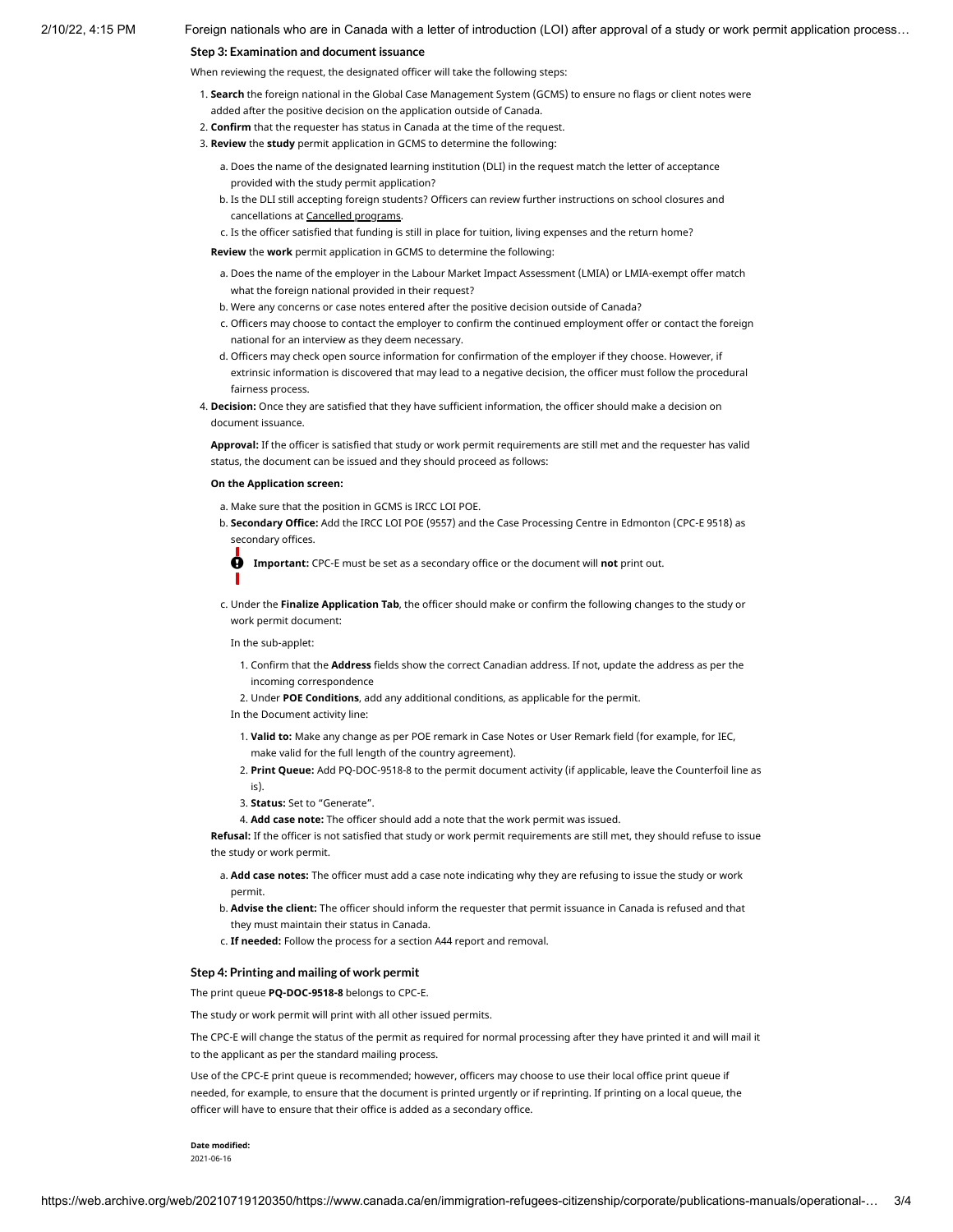### Step 3: Examination and document issuance

When reviewing the request, the designated officer will take the following steps:

1. **Search** the foreign national in the Global Case Management System (GCMS) to ensure no flags or client notes were added after the positive decision on the application outside of Canada.
2. **Confirm** that the requester has status in Canada at the time of the request.
3. **Review** the **study** permit application in GCMS to determine the following:

   a. Does the name of the designated learning institution (DLI) in the request match the letter of acceptance provided with the study permit application?
   b. Is the DLI still accepting foreign students? Officers can review further instructions on school closures and cancellations at Cancelled programs.
   c. Is the officer satisfied that funding is still in place for tuition, living expenses and the return home?

   **Review** the **work** permit application in GCMS to determine the following:

   a. Does the name of the employer in the Labour Market Impact Assessment (LMIA) or LMIA-exempt offer match what the foreign national provided in their request?
   b. Were any concerns or case notes entered after the positive decision outside of Canada?
   c. Officers may choose to contact the employer to confirm the continued employment offer or contact the foreign national for an interview as they deem necessary.
   d. Officers may check open source information for confirmation of the employer if they choose. However, if extrinsic information is discovered that may lead to a negative decision, the officer must follow the procedural fairness process.
4. **Decision:** Once they are satisfied that they have sufficient information, the officer should make a decision on document issuance.

   **Approval:** If the officer is satisfied that study or work permit requirements are still met and the requester has valid status, the document can be issued and they should proceed as follows:

   **On the Application screen:**

   a. Make sure that the position in GCMS is IRCC LOI POE.
   b. **Secondary Office:** Add the IRCC LOI POE (9557) and the Case Processing Centre in Edmonton (CPC-E 9518) as secondary offices.

      **Important:** CPC-E must be set as a secondary office or the document will **not** print out.

   c. Under the **Finalize Application Tab**, the officer should make or confirm the following changes to the study or work permit document:

      In the sub-applet:

      1. Confirm that the **Address** fields show the correct Canadian address. If not, update the address as per the incoming correspondence
      2. Under **POE Conditions**, add any additional conditions, as applicable for the permit.

      In the Document activity line:

      1. **Valid to:** Make any change as per POE remark in Case Notes or User Remark field (for example, for IEC, make valid for the full length of the country agreement).
      2. **Print Queue:** Add PQ-DOC-9518-8 to the permit document activity (if applicable, leave the Counterfoil line as is).
      3. **Status:** Set to "Generate".
      4. **Add case note:** The officer should add a note that the work permit was issued.

   **Refusal:** If the officer is not satisfied that study or work permit requirements are still met, they should refuse to issue the study or work permit.

   a. **Add case notes:** The officer must add a case note indicating why they are refusing to issue the study or work permit.
   b. **Advise the client:** The officer should inform the requester that permit issuance in Canada is refused and that they must maintain their status in Canada.
   c. **If needed:** Follow the process for a section A44 report and removal.

### Step 4: Printing and mailing of work permit

The print queue **PQ-DOC-9518-8** belongs to CPC-E.

The study or work permit will print with all other issued permits.

The CPC-E will change the status of the permit as required for normal processing after they have printed it and will mail it to the applicant as per the standard mailing process.

Use of the CPC-E print queue is recommended; however, officers may choose to use their local office print queue if needed, for example, to ensure that the document is printed urgently or if reprinting. If printing on a local queue, the officer will have to ensure that their office is added as a secondary office.

**Date modified:**
2021-06-16